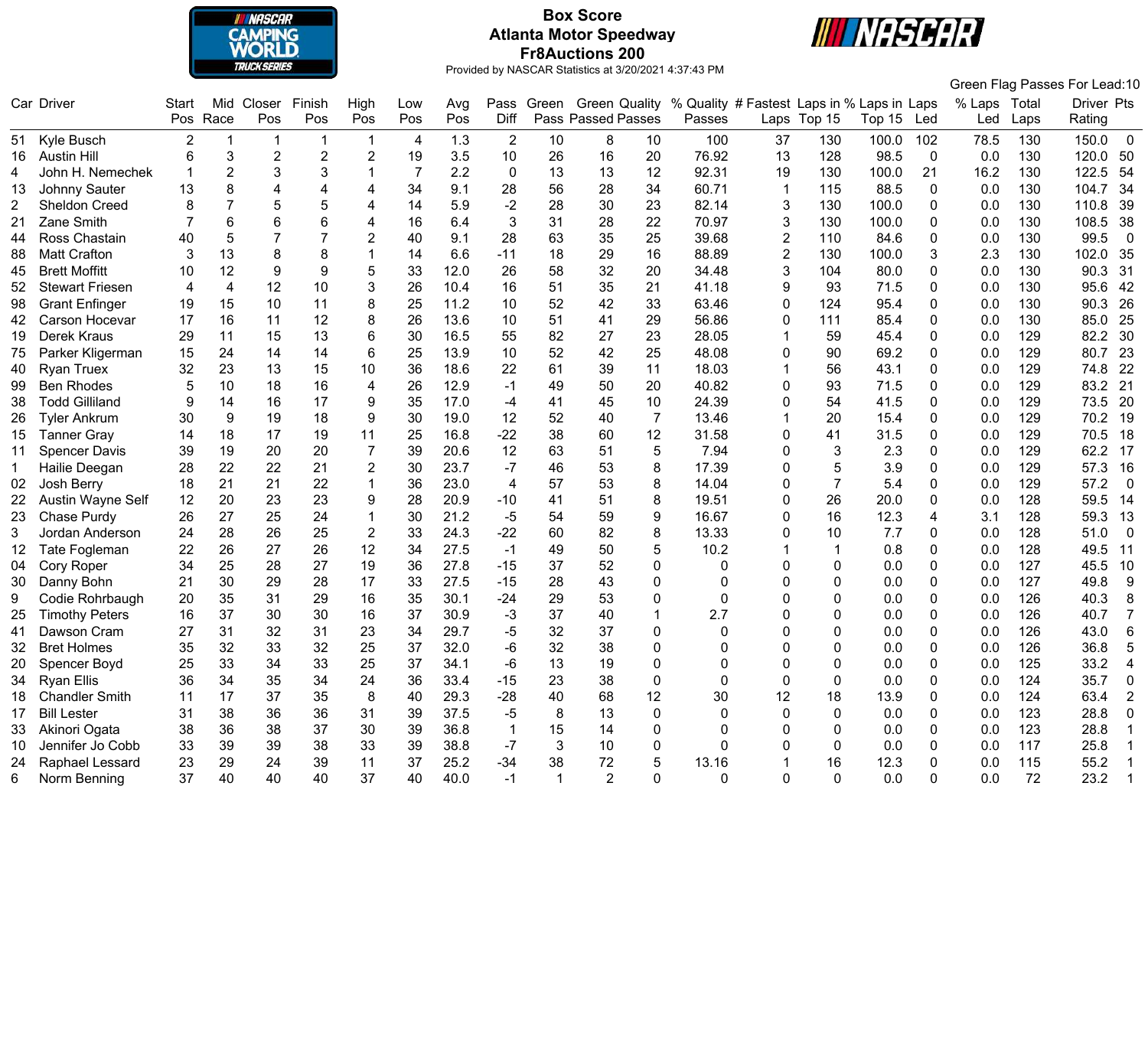# Box Score
## Atlanta Motor Speedway
## Fr8Auctions 200

Provided by NASCAR Statistics at 3/20/2021 4:37:43 PM

Green Flag Passes For Lead:10

| Car | Driver | Start Pos | Mid Race | Closer Pos | Finish Pos | High Pos | Low Pos | Avg Pos | Pass Diff | Green Pass | Green Passed | Quality Passes | % Quality Passes | # Fastest Laps | Laps in Top 15 | % Laps in Top 15 | Laps Led | % Laps Led | Total Laps | Driver Rating | Pts |
|---|---|---|---|---|---|---|---|---|---|---|---|---|---|---|---|---|---|---|---|---|---|
| 51 | Kyle Busch | 2 | 1 | 1 | 1 | 1 | 4 | 1.3 | 2 | 10 | 8 | 10 | 100 | 37 | 130 | 100.0 | 102 | 78.5 | 130 | 150.0 | 0 |
| 16 | Austin Hill | 6 | 3 | 2 | 2 | 2 | 19 | 3.5 | 10 | 26 | 16 | 20 | 76.92 | 13 | 128 | 98.5 | 0 | 0.0 | 130 | 120.0 | 50 |
| 4 | John H. Nemechek | 1 | 2 | 3 | 3 | 1 | 7 | 2.2 | 0 | 13 | 13 | 12 | 92.31 | 19 | 130 | 100.0 | 21 | 16.2 | 130 | 122.5 | 54 |
| 13 | Johnny Sauter | 13 | 8 | 4 | 4 | 4 | 34 | 9.1 | 28 | 56 | 28 | 34 | 60.71 | 1 | 115 | 88.5 | 0 | 0.0 | 130 | 104.7 | 34 |
| 2 | Sheldon Creed | 8 | 7 | 5 | 5 | 4 | 14 | 5.9 | -2 | 28 | 30 | 23 | 82.14 | 3 | 130 | 100.0 | 0 | 0.0 | 130 | 110.8 | 39 |
| 21 | Zane Smith | 7 | 6 | 6 | 6 | 4 | 16 | 6.4 | 3 | 31 | 28 | 22 | 70.97 | 3 | 130 | 100.0 | 0 | 0.0 | 130 | 108.5 | 38 |
| 44 | Ross Chastain | 40 | 5 | 7 | 7 | 2 | 40 | 9.1 | 28 | 63 | 35 | 25 | 39.68 | 2 | 110 | 84.6 | 0 | 0.0 | 130 | 99.5 | 0 |
| 88 | Matt Crafton | 3 | 13 | 8 | 8 | 1 | 14 | 6.6 | -11 | 18 | 29 | 16 | 88.89 | 2 | 130 | 100.0 | 3 | 2.3 | 130 | 102.0 | 35 |
| 45 | Brett Moffitt | 10 | 12 | 9 | 9 | 5 | 33 | 12.0 | 26 | 58 | 32 | 20 | 34.48 | 3 | 104 | 80.0 | 0 | 0.0 | 130 | 90.3 | 31 |
| 52 | Stewart Friesen | 4 | 4 | 12 | 10 | 3 | 26 | 10.4 | 16 | 51 | 35 | 21 | 41.18 | 9 | 93 | 71.5 | 0 | 0.0 | 130 | 95.6 | 42 |
| 98 | Grant Enfinger | 19 | 15 | 10 | 11 | 8 | 25 | 11.2 | 10 | 52 | 42 | 33 | 63.46 | 0 | 124 | 95.4 | 0 | 0.0 | 130 | 90.3 | 26 |
| 42 | Carson Hocevar | 17 | 16 | 11 | 12 | 8 | 26 | 13.6 | 10 | 51 | 41 | 29 | 56.86 | 0 | 111 | 85.4 | 0 | 0.0 | 130 | 85.0 | 25 |
| 19 | Derek Kraus | 29 | 11 | 15 | 13 | 6 | 30 | 16.5 | 55 | 82 | 27 | 23 | 28.05 | 1 | 59 | 45.4 | 0 | 0.0 | 129 | 82.2 | 30 |
| 75 | Parker Kligerman | 15 | 24 | 14 | 14 | 6 | 25 | 13.9 | 10 | 52 | 42 | 25 | 48.08 | 0 | 90 | 69.2 | 0 | 0.0 | 129 | 80.7 | 23 |
| 40 | Ryan Truex | 32 | 23 | 13 | 15 | 10 | 36 | 18.6 | 22 | 61 | 39 | 11 | 18.03 | 1 | 56 | 43.1 | 0 | 0.0 | 129 | 74.8 | 22 |
| 99 | Ben Rhodes | 5 | 10 | 18 | 16 | 4 | 26 | 12.9 | -1 | 49 | 50 | 20 | 40.82 | 0 | 93 | 71.5 | 0 | 0.0 | 129 | 83.2 | 21 |
| 38 | Todd Gilliland | 9 | 14 | 16 | 17 | 9 | 35 | 17.0 | -4 | 41 | 45 | 10 | 24.39 | 0 | 54 | 41.5 | 0 | 0.0 | 129 | 73.5 | 20 |
| 26 | Tyler Ankrum | 30 | 9 | 19 | 18 | 9 | 30 | 19.0 | 12 | 52 | 40 | 7 | 13.46 | 1 | 20 | 15.4 | 0 | 0.0 | 129 | 70.2 | 19 |
| 15 | Tanner Gray | 14 | 18 | 17 | 19 | 11 | 25 | 16.8 | -22 | 38 | 60 | 12 | 31.58 | 0 | 41 | 31.5 | 0 | 0.0 | 129 | 70.5 | 18 |
| 11 | Spencer Davis | 39 | 19 | 20 | 20 | 7 | 39 | 20.6 | 12 | 63 | 51 | 5 | 7.94 | 0 | 3 | 2.3 | 0 | 0.0 | 129 | 62.2 | 17 |
| 1 | Hailie Deegan | 28 | 22 | 22 | 21 | 2 | 30 | 23.7 | -7 | 46 | 53 | 8 | 17.39 | 0 | 5 | 3.9 | 0 | 0.0 | 129 | 57.3 | 16 |
| 02 | Josh Berry | 18 | 21 | 21 | 22 | 1 | 36 | 23.0 | 4 | 57 | 53 | 8 | 14.04 | 0 | 7 | 5.4 | 0 | 0.0 | 129 | 57.2 | 0 |
| 22 | Austin Wayne Self | 12 | 20 | 23 | 23 | 9 | 28 | 20.9 | -10 | 41 | 51 | 8 | 19.51 | 0 | 26 | 20.0 | 0 | 0.0 | 128 | 59.5 | 14 |
| 23 | Chase Purdy | 26 | 27 | 25 | 24 | 1 | 30 | 21.2 | -5 | 54 | 59 | 9 | 16.67 | 0 | 16 | 12.3 | 4 | 3.1 | 128 | 59.3 | 13 |
| 3 | Jordan Anderson | 24 | 28 | 26 | 25 | 2 | 33 | 24.3 | -22 | 60 | 82 | 8 | 13.33 | 0 | 10 | 7.7 | 0 | 0.0 | 128 | 51.0 | 0 |
| 12 | Tate Fogleman | 22 | 26 | 27 | 26 | 12 | 34 | 27.5 | -1 | 49 | 50 | 5 | 10.2 | 1 | 1 | 0.8 | 0 | 0.0 | 128 | 49.5 | 11 |
| 04 | Cory Roper | 34 | 25 | 28 | 27 | 19 | 36 | 27.8 | -15 | 37 | 52 | 0 | 0 | 0 | 0 | 0.0 | 0 | 0.0 | 127 | 45.5 | 10 |
| 30 | Danny Bohn | 21 | 30 | 29 | 28 | 17 | 33 | 27.5 | -15 | 28 | 43 | 0 | 0 | 0 | 0 | 0.0 | 0 | 0.0 | 127 | 49.8 | 9 |
| 9 | Codie Rohrbaugh | 20 | 35 | 31 | 29 | 16 | 35 | 30.1 | -24 | 29 | 53 | 0 | 0 | 0 | 0 | 0.0 | 0 | 0.0 | 126 | 40.3 | 8 |
| 25 | Timothy Peters | 16 | 37 | 30 | 30 | 16 | 37 | 30.9 | -3 | 37 | 40 | 1 | 2.7 | 0 | 0 | 0.0 | 0 | 0.0 | 126 | 40.7 | 7 |
| 41 | Dawson Cram | 27 | 31 | 32 | 31 | 23 | 34 | 29.7 | -5 | 32 | 37 | 0 | 0 | 0 | 0 | 0.0 | 0 | 0.0 | 126 | 43.0 | 6 |
| 32 | Bret Holmes | 35 | 32 | 33 | 32 | 25 | 37 | 32.0 | -6 | 32 | 38 | 0 | 0 | 0 | 0 | 0.0 | 0 | 0.0 | 126 | 36.8 | 5 |
| 20 | Spencer Boyd | 25 | 33 | 34 | 33 | 25 | 37 | 34.1 | -6 | 13 | 19 | 0 | 0 | 0 | 0 | 0.0 | 0 | 0.0 | 125 | 33.2 | 4 |
| 34 | Ryan Ellis | 36 | 34 | 35 | 34 | 24 | 36 | 33.4 | -15 | 23 | 38 | 0 | 0 | 0 | 0 | 0.0 | 0 | 0.0 | 124 | 35.7 | 0 |
| 18 | Chandler Smith | 11 | 17 | 37 | 35 | 8 | 40 | 29.3 | -28 | 40 | 68 | 12 | 30 | 12 | 18 | 13.9 | 0 | 0.0 | 124 | 63.4 | 2 |
| 17 | Bill Lester | 31 | 38 | 36 | 36 | 31 | 39 | 37.5 | -5 | 8 | 13 | 0 | 0 | 0 | 0 | 0.0 | 0 | 0.0 | 123 | 28.8 | 0 |
| 33 | Akinori Ogata | 38 | 36 | 38 | 37 | 30 | 39 | 36.8 | 1 | 15 | 14 | 0 | 0 | 0 | 0 | 0.0 | 0 | 0.0 | 123 | 28.8 | 1 |
| 10 | Jennifer Jo Cobb | 33 | 39 | 39 | 38 | 33 | 39 | 38.8 | -7 | 3 | 10 | 0 | 0 | 0 | 0 | 0.0 | 0 | 0.0 | 117 | 25.8 | 1 |
| 24 | Raphael Lessard | 23 | 29 | 24 | 39 | 11 | 37 | 25.2 | -34 | 38 | 72 | 5 | 13.16 | 1 | 16 | 12.3 | 0 | 0.0 | 115 | 55.2 | 1 |
| 6 | Norm Benning | 37 | 40 | 40 | 40 | 37 | 40 | 40.0 | -1 | 1 | 2 | 0 | 0 | 0 | 0 | 0.0 | 0 | 0.0 | 72 | 23.2 | 1 |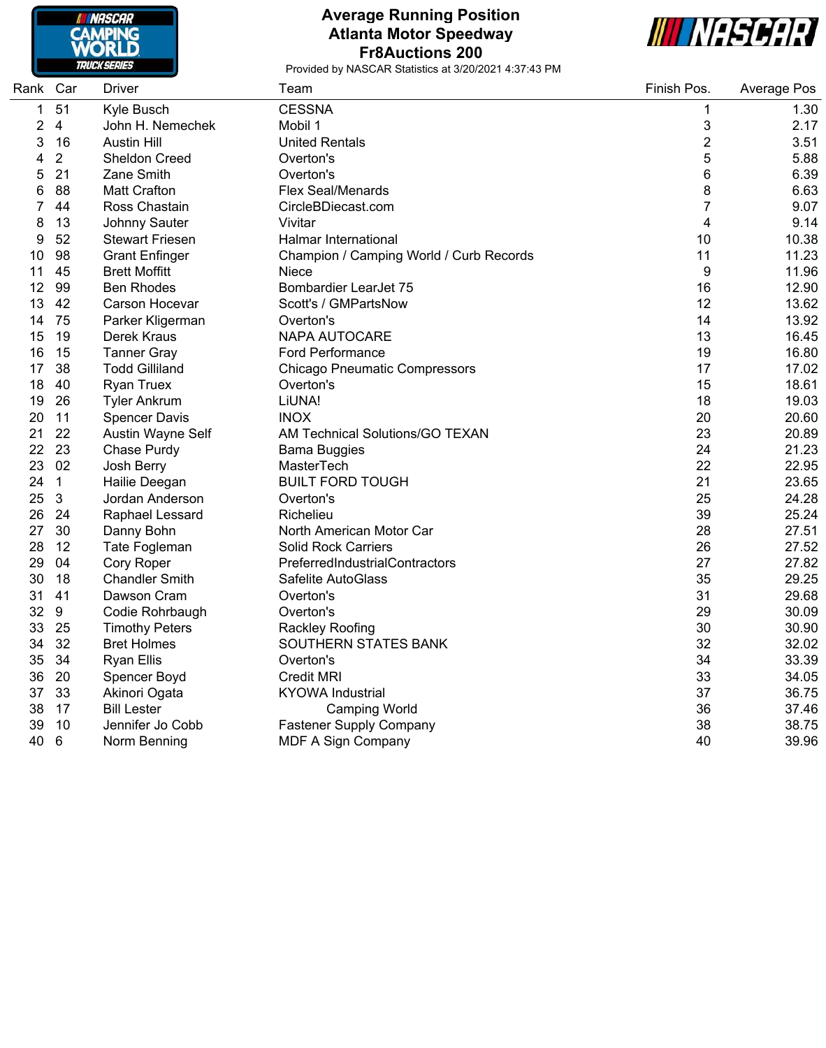# Average Running Position
## Atlanta Motor Speedway
## Fr8Auctions 200

Provided by NASCAR Statistics at 3/20/2021 4:37:43 PM

| Rank | Car | Driver | Team | Finish Pos. | Average Pos |
|---|---|---|---|---|---|
| 1 | 51 | Kyle Busch | CESSNA | 1 | 1.30 |
| 2 | 4 | John H. Nemechek | Mobil 1 | 3 | 2.17 |
| 3 | 16 | Austin Hill | United Rentals | 2 | 3.51 |
| 4 | 2 | Sheldon Creed | Overton's | 5 | 5.88 |
| 5 | 21 | Zane Smith | Overton's | 6 | 6.39 |
| 6 | 88 | Matt Crafton | Flex Seal/Menards | 8 | 6.63 |
| 7 | 44 | Ross Chastain | CircleBDiecast.com | 7 | 9.07 |
| 8 | 13 | Johnny Sauter | Vivitar | 4 | 9.14 |
| 9 | 52 | Stewart Friesen | Halmar International | 10 | 10.38 |
| 10 | 98 | Grant Enfinger | Champion / Camping World / Curb Records | 11 | 11.23 |
| 11 | 45 | Brett Moffitt | Niece | 9 | 11.96 |
| 12 | 99 | Ben Rhodes | Bombardier LearJet 75 | 16 | 12.90 |
| 13 | 42 | Carson Hocevar | Scott's / GMPartsNow | 12 | 13.62 |
| 14 | 75 | Parker Kligerman | Overton's | 14 | 13.92 |
| 15 | 19 | Derek Kraus | NAPA AUTOCARE | 13 | 16.45 |
| 16 | 15 | Tanner Gray | Ford Performance | 19 | 16.80 |
| 17 | 38 | Todd Gilliland | Chicago Pneumatic Compressors | 17 | 17.02 |
| 18 | 40 | Ryan Truex | Overton's | 15 | 18.61 |
| 19 | 26 | Tyler Ankrum | LiUNA! | 18 | 19.03 |
| 20 | 11 | Spencer Davis | INOX | 20 | 20.60 |
| 21 | 22 | Austin Wayne Self | AM Technical Solutions/GO TEXAN | 23 | 20.89 |
| 22 | 23 | Chase Purdy | Bama Buggies | 24 | 21.23 |
| 23 | 02 | Josh Berry | MasterTech | 22 | 22.95 |
| 24 | 1 | Hailie Deegan | BUILT FORD TOUGH | 21 | 23.65 |
| 25 | 3 | Jordan Anderson | Overton's | 25 | 24.28 |
| 26 | 24 | Raphael Lessard | Richelieu | 39 | 25.24 |
| 27 | 30 | Danny Bohn | North American Motor Car | 28 | 27.51 |
| 28 | 12 | Tate Fogleman | Solid Rock Carriers | 26 | 27.52 |
| 29 | 04 | Cory Roper | PreferredIndustrialContractors | 27 | 27.82 |
| 30 | 18 | Chandler Smith | Safelite AutoGlass | 35 | 29.25 |
| 31 | 41 | Dawson Cram | Overton's | 31 | 29.68 |
| 32 | 9 | Codie Rohrbaugh | Overton's | 29 | 30.09 |
| 33 | 25 | Timothy Peters | Rackley Roofing | 30 | 30.90 |
| 34 | 32 | Bret Holmes | SOUTHERN STATES BANK | 32 | 32.02 |
| 35 | 34 | Ryan Ellis | Overton's | 34 | 33.39 |
| 36 | 20 | Spencer Boyd | Credit MRI | 33 | 34.05 |
| 37 | 33 | Akinori Ogata | KYOWA Industrial | 37 | 36.75 |
| 38 | 17 | Bill Lester | Camping World | 36 | 37.46 |
| 39 | 10 | Jennifer Jo Cobb | Fastener Supply Company | 38 | 38.75 |
| 40 | 6 | Norm Benning | MDF A Sign Company | 40 | 39.96 |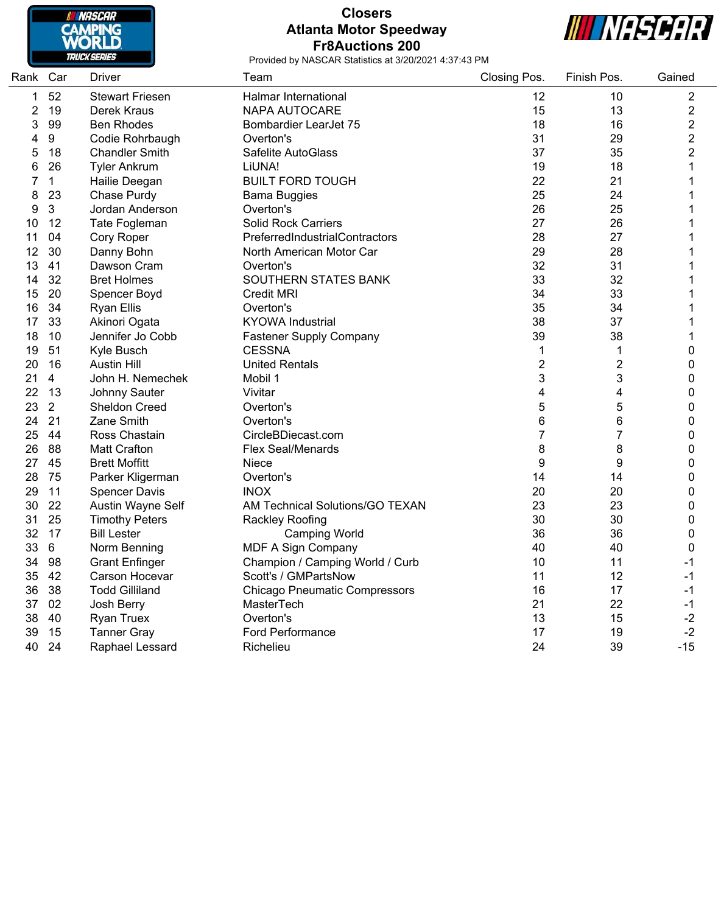# Closers
## Atlanta Motor Speedway
## Fr8Auctions 200

Provided by NASCAR Statistics at 3/20/2021 4:37:43 PM

| Rank | Car | Driver | Team | Closing Pos. | Finish Pos. | Gained |
|---|---|---|---|---|---|---|
| 1 | 52 | Stewart Friesen | Halmar International | 12 | 10 | 2 |
| 2 | 19 | Derek Kraus | NAPA AUTOCARE | 15 | 13 | 2 |
| 3 | 99 | Ben Rhodes | Bombardier LearJet 75 | 18 | 16 | 2 |
| 4 | 9 | Codie Rohrbaugh | Overton's | 31 | 29 | 2 |
| 5 | 18 | Chandler Smith | Safelite AutoGlass | 37 | 35 | 2 |
| 6 | 26 | Tyler Ankrum | LiUNA! | 19 | 18 | 1 |
| 7 | 1 | Hailie Deegan | BUILT FORD TOUGH | 22 | 21 | 1 |
| 8 | 23 | Chase Purdy | Bama Buggies | 25 | 24 | 1 |
| 9 | 3 | Jordan Anderson | Overton's | 26 | 25 | 1 |
| 10 | 12 | Tate Fogleman | Solid Rock Carriers | 27 | 26 | 1 |
| 11 | 04 | Cory Roper | PreferredIndustrialContractors | 28 | 27 | 1 |
| 12 | 30 | Danny Bohn | North American Motor Car | 29 | 28 | 1 |
| 13 | 41 | Dawson Cram | Overton's | 32 | 31 | 1 |
| 14 | 32 | Bret Holmes | SOUTHERN STATES BANK | 33 | 32 | 1 |
| 15 | 20 | Spencer Boyd | Credit MRI | 34 | 33 | 1 |
| 16 | 34 | Ryan Ellis | Overton's | 35 | 34 | 1 |
| 17 | 33 | Akinori Ogata | KYOWA Industrial | 38 | 37 | 1 |
| 18 | 10 | Jennifer Jo Cobb | Fastener Supply Company | 39 | 38 | 1 |
| 19 | 51 | Kyle Busch | CESSNA | 1 | 1 | 0 |
| 20 | 16 | Austin Hill | United Rentals | 2 | 2 | 0 |
| 21 | 4 | John H. Nemechek | Mobil 1 | 3 | 3 | 0 |
| 22 | 13 | Johnny Sauter | Vivitar | 4 | 4 | 0 |
| 23 | 2 | Sheldon Creed | Overton's | 5 | 5 | 0 |
| 24 | 21 | Zane Smith | Overton's | 6 | 6 | 0 |
| 25 | 44 | Ross Chastain | CircleBDiecast.com | 7 | 7 | 0 |
| 26 | 88 | Matt Crafton | Flex Seal/Menards | 8 | 8 | 0 |
| 27 | 45 | Brett Moffitt | Niece | 9 | 9 | 0 |
| 28 | 75 | Parker Kligerman | Overton's | 14 | 14 | 0 |
| 29 | 11 | Spencer Davis | INOX | 20 | 20 | 0 |
| 30 | 22 | Austin Wayne Self | AM Technical Solutions/GO TEXAN | 23 | 23 | 0 |
| 31 | 25 | Timothy Peters | Rackley Roofing | 30 | 30 | 0 |
| 32 | 17 | Bill Lester | Camping World | 36 | 36 | 0 |
| 33 | 6 | Norm Benning | MDF A Sign Company | 40 | 40 | 0 |
| 34 | 98 | Grant Enfinger | Champion / Camping World / Curb | 10 | 11 | -1 |
| 35 | 42 | Carson Hocevar | Scott's / GMPartsNow | 11 | 12 | -1 |
| 36 | 38 | Todd Gilliland | Chicago Pneumatic Compressors | 16 | 17 | -1 |
| 37 | 02 | Josh Berry | MasterTech | 21 | 22 | -1 |
| 38 | 40 | Ryan Truex | Overton's | 13 | 15 | -2 |
| 39 | 15 | Tanner Gray | Ford Performance | 17 | 19 | -2 |
| 40 | 24 | Raphael Lessard | Richelieu | 24 | 39 | -15 |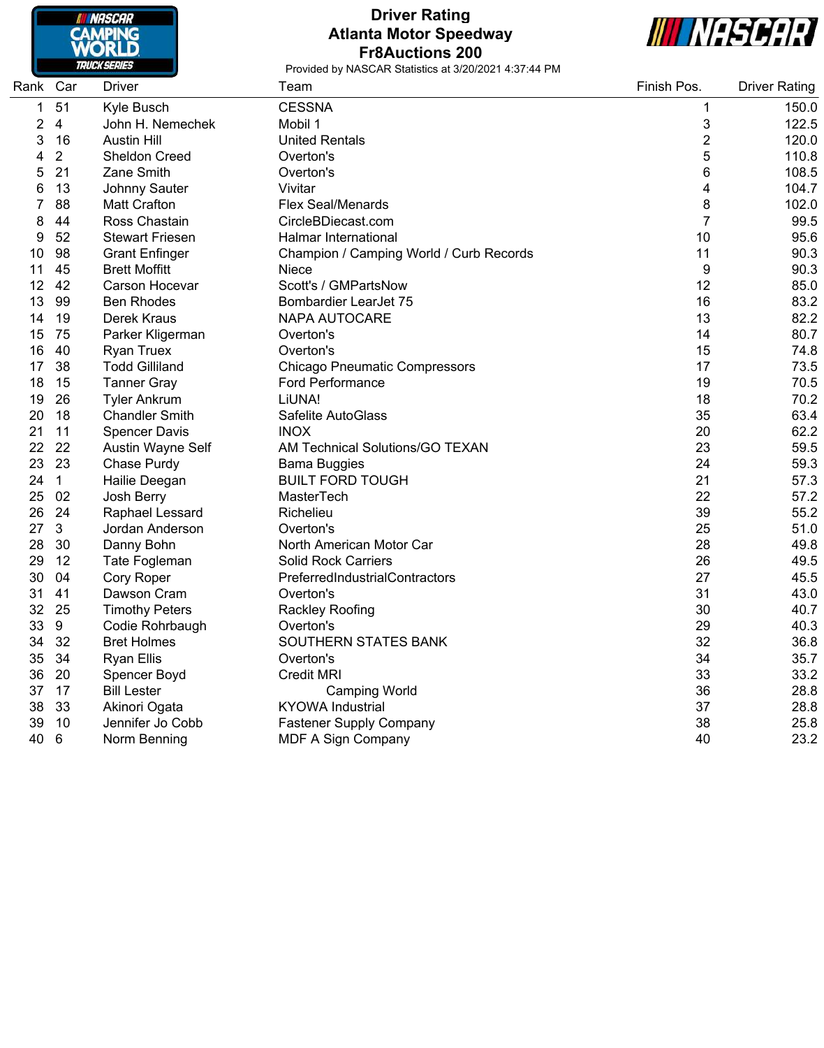# Driver Rating
## Atlanta Motor Speedway
## Fr8Auctions 200

Provided by NASCAR Statistics at 3/20/2021 4:37:44 PM

| Rank | Car | Driver | Team | Finish Pos. | Driver Rating |
|---|---|---|---|---|---|
| 1 | 51 | Kyle Busch | CESSNA | 1 | 150.0 |
| 2 | 4 | John H. Nemechek | Mobil 1 | 3 | 122.5 |
| 3 | 16 | Austin Hill | United Rentals | 2 | 120.0 |
| 4 | 2 | Sheldon Creed | Overton's | 5 | 110.8 |
| 5 | 21 | Zane Smith | Overton's | 6 | 108.5 |
| 6 | 13 | Johnny Sauter | Vivitar | 4 | 104.7 |
| 7 | 88 | Matt Crafton | Flex Seal/Menards | 8 | 102.0 |
| 8 | 44 | Ross Chastain | CircleBDiecast.com | 7 | 99.5 |
| 9 | 52 | Stewart Friesen | Halmar International | 10 | 95.6 |
| 10 | 98 | Grant Enfinger | Champion / Camping World / Curb Records | 11 | 90.3 |
| 11 | 45 | Brett Moffitt | Niece | 9 | 90.3 |
| 12 | 42 | Carson Hocevar | Scott's / GMPartsNow | 12 | 85.0 |
| 13 | 99 | Ben Rhodes | Bombardier LearJet 75 | 16 | 83.2 |
| 14 | 19 | Derek Kraus | NAPA AUTOCARE | 13 | 82.2 |
| 15 | 75 | Parker Kligerman | Overton's | 14 | 80.7 |
| 16 | 40 | Ryan Truex | Overton's | 15 | 74.8 |
| 17 | 38 | Todd Gilliland | Chicago Pneumatic Compressors | 17 | 73.5 |
| 18 | 15 | Tanner Gray | Ford Performance | 19 | 70.5 |
| 19 | 26 | Tyler Ankrum | LiUNA! | 18 | 70.2 |
| 20 | 18 | Chandler Smith | Safelite AutoGlass | 35 | 63.4 |
| 21 | 11 | Spencer Davis | INOX | 20 | 62.2 |
| 22 | 22 | Austin Wayne Self | AM Technical Solutions/GO TEXAN | 23 | 59.5 |
| 23 | 23 | Chase Purdy | Bama Buggies | 24 | 59.3 |
| 24 | 1 | Hailie Deegan | BUILT FORD TOUGH | 21 | 57.3 |
| 25 | 02 | Josh Berry | MasterTech | 22 | 57.2 |
| 26 | 24 | Raphael Lessard | Richelieu | 39 | 55.2 |
| 27 | 3 | Jordan Anderson | Overton's | 25 | 51.0 |
| 28 | 30 | Danny Bohn | North American Motor Car | 28 | 49.8 |
| 29 | 12 | Tate Fogleman | Solid Rock Carriers | 26 | 49.5 |
| 30 | 04 | Cory Roper | PreferredIndustrialContractors | 27 | 45.5 |
| 31 | 41 | Dawson Cram | Overton's | 31 | 43.0 |
| 32 | 25 | Timothy Peters | Rackley Roofing | 30 | 40.7 |
| 33 | 9 | Codie Rohrbaugh | Overton's | 29 | 40.3 |
| 34 | 32 | Bret Holmes | SOUTHERN STATES BANK | 32 | 36.8 |
| 35 | 34 | Ryan Ellis | Overton's | 34 | 35.7 |
| 36 | 20 | Spencer Boyd | Credit MRI | 33 | 33.2 |
| 37 | 17 | Bill Lester | Camping World | 36 | 28.8 |
| 38 | 33 | Akinori Ogata | KYOWA Industrial | 37 | 28.8 |
| 39 | 10 | Jennifer Jo Cobb | Fastener Supply Company | 38 | 25.8 |
| 40 | 6 | Norm Benning | MDF A Sign Company | 40 | 23.2 |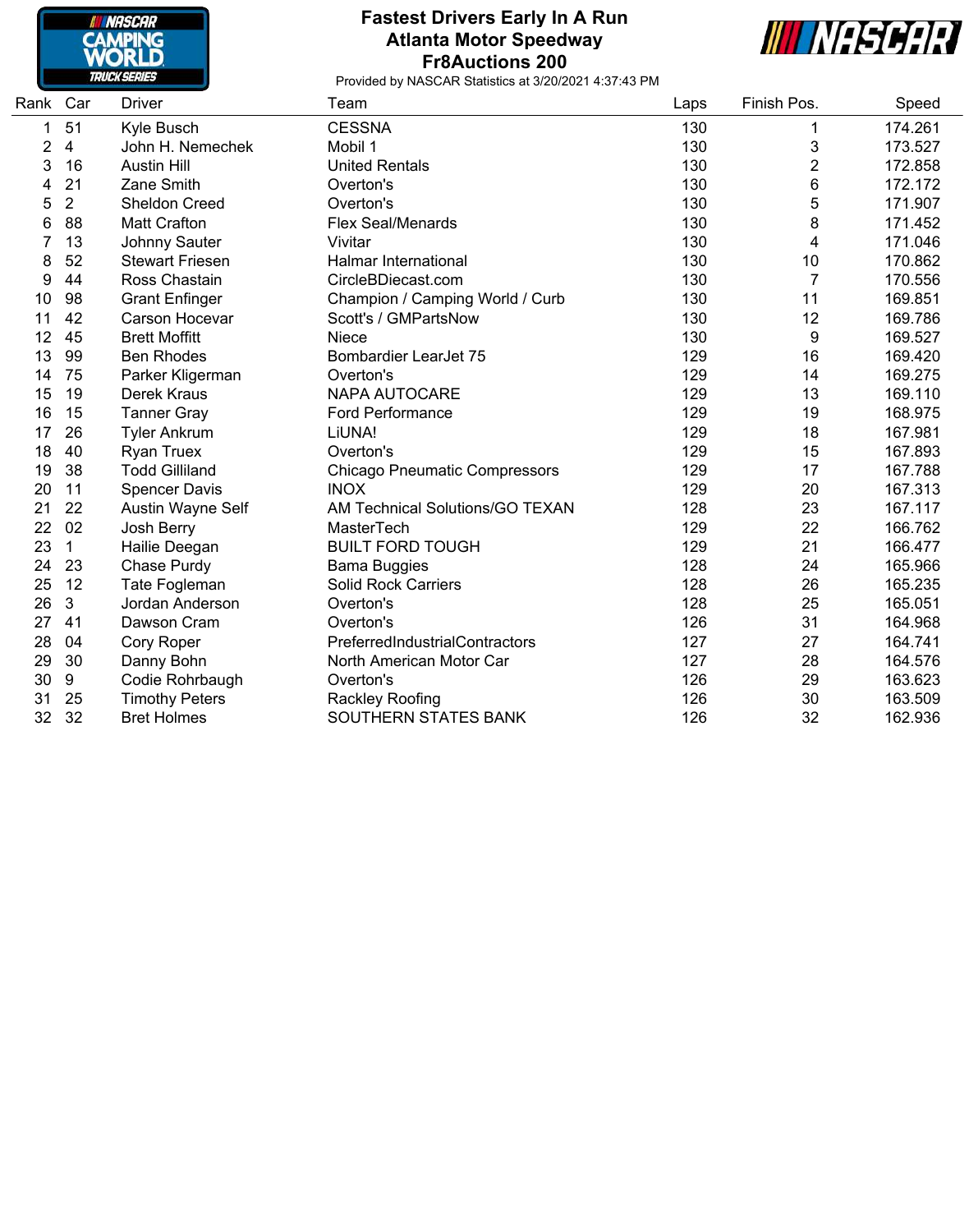# Fastest Drivers Early In A Run
## Atlanta Motor Speedway
## Fr8Auctions 200

Provided by NASCAR Statistics at 3/20/2021 4:37:43 PM

| Rank | Car | Driver | Team | Laps | Finish Pos. | Speed |
|---|---|---|---|---|---|---|
| 1 | 51 | Kyle Busch | CESSNA | 130 | 1 | 174.261 |
| 2 | 4 | John H. Nemechek | Mobil 1 | 130 | 3 | 173.527 |
| 3 | 16 | Austin Hill | United Rentals | 130 | 2 | 172.858 |
| 4 | 21 | Zane Smith | Overton's | 130 | 6 | 172.172 |
| 5 | 2 | Sheldon Creed | Overton's | 130 | 5 | 171.907 |
| 6 | 88 | Matt Crafton | Flex Seal/Menards | 130 | 8 | 171.452 |
| 7 | 13 | Johnny Sauter | Vivitar | 130 | 4 | 171.046 |
| 8 | 52 | Stewart Friesen | Halmar International | 130 | 10 | 170.862 |
| 9 | 44 | Ross Chastain | CircleBDiecast.com | 130 | 7 | 170.556 |
| 10 | 98 | Grant Enfinger | Champion / Camping World / Curb | 130 | 11 | 169.851 |
| 11 | 42 | Carson Hocevar | Scott's / GMPartsNow | 130 | 12 | 169.786 |
| 12 | 45 | Brett Moffitt | Niece | 130 | 9 | 169.527 |
| 13 | 99 | Ben Rhodes | Bombardier LearJet 75 | 129 | 16 | 169.420 |
| 14 | 75 | Parker Kligerman | Overton's | 129 | 14 | 169.275 |
| 15 | 19 | Derek Kraus | NAPA AUTOCARE | 129 | 13 | 169.110 |
| 16 | 15 | Tanner Gray | Ford Performance | 129 | 19 | 168.975 |
| 17 | 26 | Tyler Ankrum | LiUNA! | 129 | 18 | 167.981 |
| 18 | 40 | Ryan Truex | Overton's | 129 | 15 | 167.893 |
| 19 | 38 | Todd Gilliland | Chicago Pneumatic Compressors | 129 | 17 | 167.788 |
| 20 | 11 | Spencer Davis | INOX | 129 | 20 | 167.313 |
| 21 | 22 | Austin Wayne Self | AM Technical Solutions/GO TEXAN | 128 | 23 | 167.117 |
| 22 | 02 | Josh Berry | MasterTech | 129 | 22 | 166.762 |
| 23 | 1 | Hailie Deegan | BUILT FORD TOUGH | 129 | 21 | 166.477 |
| 24 | 23 | Chase Purdy | Bama Buggies | 128 | 24 | 165.966 |
| 25 | 12 | Tate Fogleman | Solid Rock Carriers | 128 | 26 | 165.235 |
| 26 | 3 | Jordan Anderson | Overton's | 128 | 25 | 165.051 |
| 27 | 41 | Dawson Cram | Overton's | 126 | 31 | 164.968 |
| 28 | 04 | Cory Roper | PreferredIndustrialContractors | 127 | 27 | 164.741 |
| 29 | 30 | Danny Bohn | North American Motor Car | 127 | 28 | 164.576 |
| 30 | 9 | Codie Rohrbaugh | Overton's | 126 | 29 | 163.623 |
| 31 | 25 | Timothy Peters | Rackley Roofing | 126 | 30 | 163.509 |
| 32 | 32 | Bret Holmes | SOUTHERN STATES BANK | 126 | 32 | 162.936 |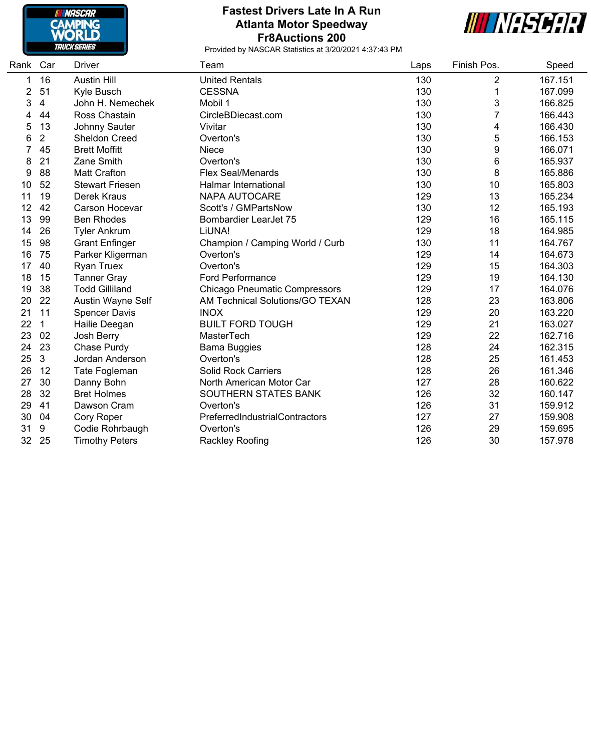# Fastest Drivers Late In A Run
## Atlanta Motor Speedway
## Fr8Auctions 200

Provided by NASCAR Statistics at 3/20/2021 4:37:43 PM

| Rank | Car | Driver | Team | Laps | Finish Pos. | Speed |
|---|---|---|---|---|---|---|
| 1 | 16 | Austin Hill | United Rentals | 130 | 2 | 167.151 |
| 2 | 51 | Kyle Busch | CESSNA | 130 | 1 | 167.099 |
| 3 | 4 | John H. Nemechek | Mobil 1 | 130 | 3 | 166.825 |
| 4 | 44 | Ross Chastain | CircleBDiecast.com | 130 | 7 | 166.443 |
| 5 | 13 | Johnny Sauter | Vivitar | 130 | 4 | 166.430 |
| 6 | 2 | Sheldon Creed | Overton's | 130 | 5 | 166.153 |
| 7 | 45 | Brett Moffitt | Niece | 130 | 9 | 166.071 |
| 8 | 21 | Zane Smith | Overton's | 130 | 6 | 165.937 |
| 9 | 88 | Matt Crafton | Flex Seal/Menards | 130 | 8 | 165.886 |
| 10 | 52 | Stewart Friesen | Halmar International | 130 | 10 | 165.803 |
| 11 | 19 | Derek Kraus | NAPA AUTOCARE | 129 | 13 | 165.234 |
| 12 | 42 | Carson Hocevar | Scott's / GMPartsNow | 130 | 12 | 165.193 |
| 13 | 99 | Ben Rhodes | Bombardier LearJet 75 | 129 | 16 | 165.115 |
| 14 | 26 | Tyler Ankrum | LiUNA! | 129 | 18 | 164.985 |
| 15 | 98 | Grant Enfinger | Champion / Camping World / Curb | 130 | 11 | 164.767 |
| 16 | 75 | Parker Kligerman | Overton's | 129 | 14 | 164.673 |
| 17 | 40 | Ryan Truex | Overton's | 129 | 15 | 164.303 |
| 18 | 15 | Tanner Gray | Ford Performance | 129 | 19 | 164.130 |
| 19 | 38 | Todd Gilliland | Chicago Pneumatic Compressors | 129 | 17 | 164.076 |
| 20 | 22 | Austin Wayne Self | AM Technical Solutions/GO TEXAN | 128 | 23 | 163.806 |
| 21 | 11 | Spencer Davis | INOX | 129 | 20 | 163.220 |
| 22 | 1 | Hailie Deegan | BUILT FORD TOUGH | 129 | 21 | 163.027 |
| 23 | 02 | Josh Berry | MasterTech | 129 | 22 | 162.716 |
| 24 | 23 | Chase Purdy | Bama Buggies | 128 | 24 | 162.315 |
| 25 | 3 | Jordan Anderson | Overton's | 128 | 25 | 161.453 |
| 26 | 12 | Tate Fogleman | Solid Rock Carriers | 128 | 26 | 161.346 |
| 27 | 30 | Danny Bohn | North American Motor Car | 127 | 28 | 160.622 |
| 28 | 32 | Bret Holmes | SOUTHERN STATES BANK | 126 | 32 | 160.147 |
| 29 | 41 | Dawson Cram | Overton's | 126 | 31 | 159.912 |
| 30 | 04 | Cory Roper | PreferredIndustrialContractors | 127 | 27 | 159.908 |
| 31 | 9 | Codie Rohrbaugh | Overton's | 126 | 29 | 159.695 |
| 32 | 25 | Timothy Peters | Rackley Roofing | 126 | 30 | 157.978 |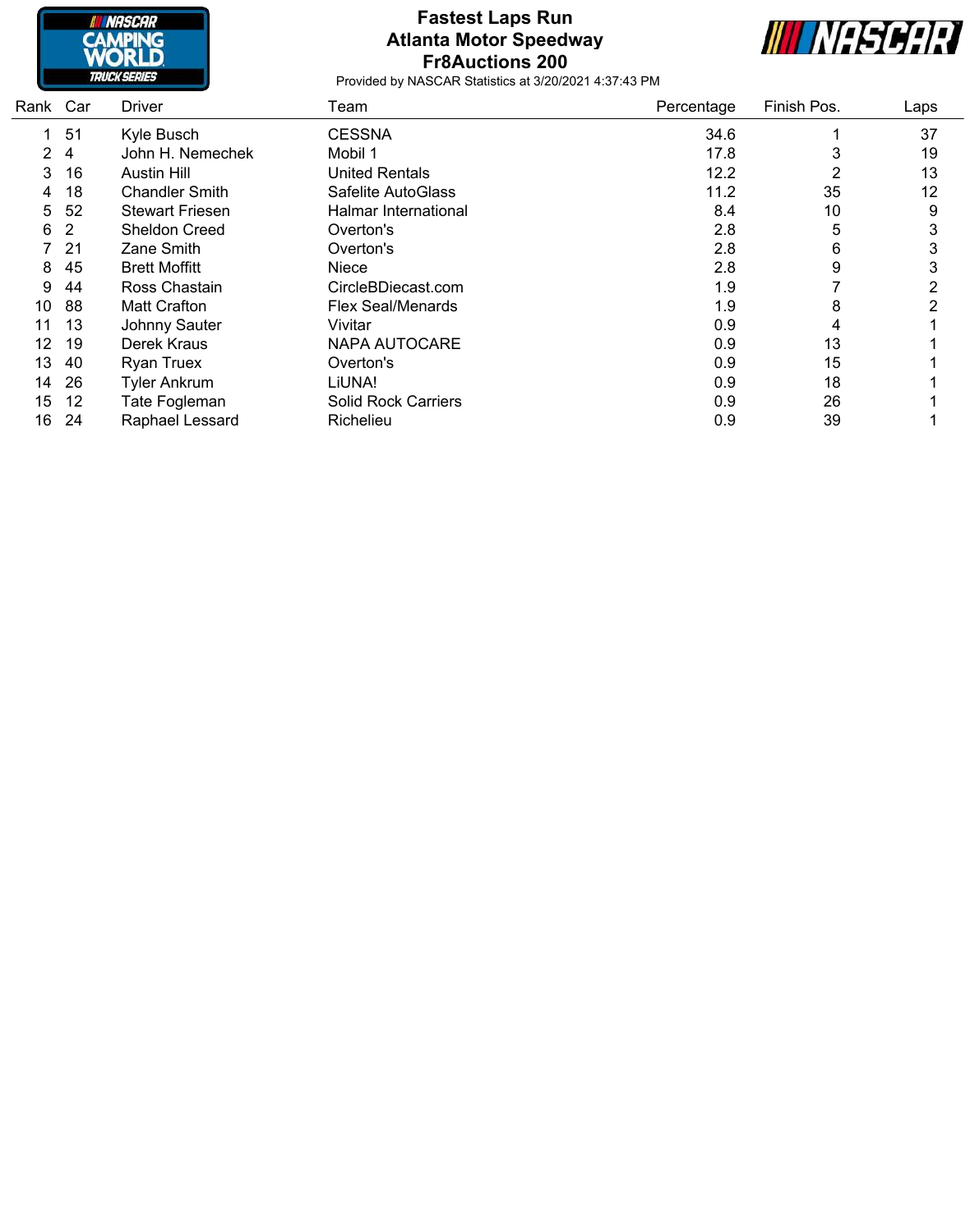# Fastest Laps Run
## Atlanta Motor Speedway
## Fr8Auctions 200

Provided by NASCAR Statistics at 3/20/2021 4:37:43 PM

| Rank | Car | Driver | Team | Percentage | Finish Pos. | Laps |
|---|---|---|---|---|---|---|
| 1 | 51 | Kyle Busch | CESSNA | 34.6 | 1 | 37 |
| 2 | 4 | John H. Nemechek | Mobil 1 | 17.8 | 3 | 19 |
| 3 | 16 | Austin Hill | United Rentals | 12.2 | 2 | 13 |
| 4 | 18 | Chandler Smith | Safelite AutoGlass | 11.2 | 35 | 12 |
| 5 | 52 | Stewart Friesen | Halmar International | 8.4 | 10 | 9 |
| 6 | 2 | Sheldon Creed | Overton's | 2.8 | 5 | 3 |
| 7 | 21 | Zane Smith | Overton's | 2.8 | 6 | 3 |
| 8 | 45 | Brett Moffitt | Niece | 2.8 | 9 | 3 |
| 9 | 44 | Ross Chastain | CircleBDiecast.com | 1.9 | 7 | 2 |
| 10 | 88 | Matt Crafton | Flex Seal/Menards | 1.9 | 8 | 2 |
| 11 | 13 | Johnny Sauter | Vivitar | 0.9 | 4 | 1 |
| 12 | 19 | Derek Kraus | NAPA AUTOCARE | 0.9 | 13 | 1 |
| 13 | 40 | Ryan Truex | Overton's | 0.9 | 15 | 1 |
| 14 | 26 | Tyler Ankrum | LiUNA! | 0.9 | 18 | 1 |
| 15 | 12 | Tate Fogleman | Solid Rock Carriers | 0.9 | 26 | 1 |
| 16 | 24 | Raphael Lessard | Richelieu | 0.9 | 39 | 1 |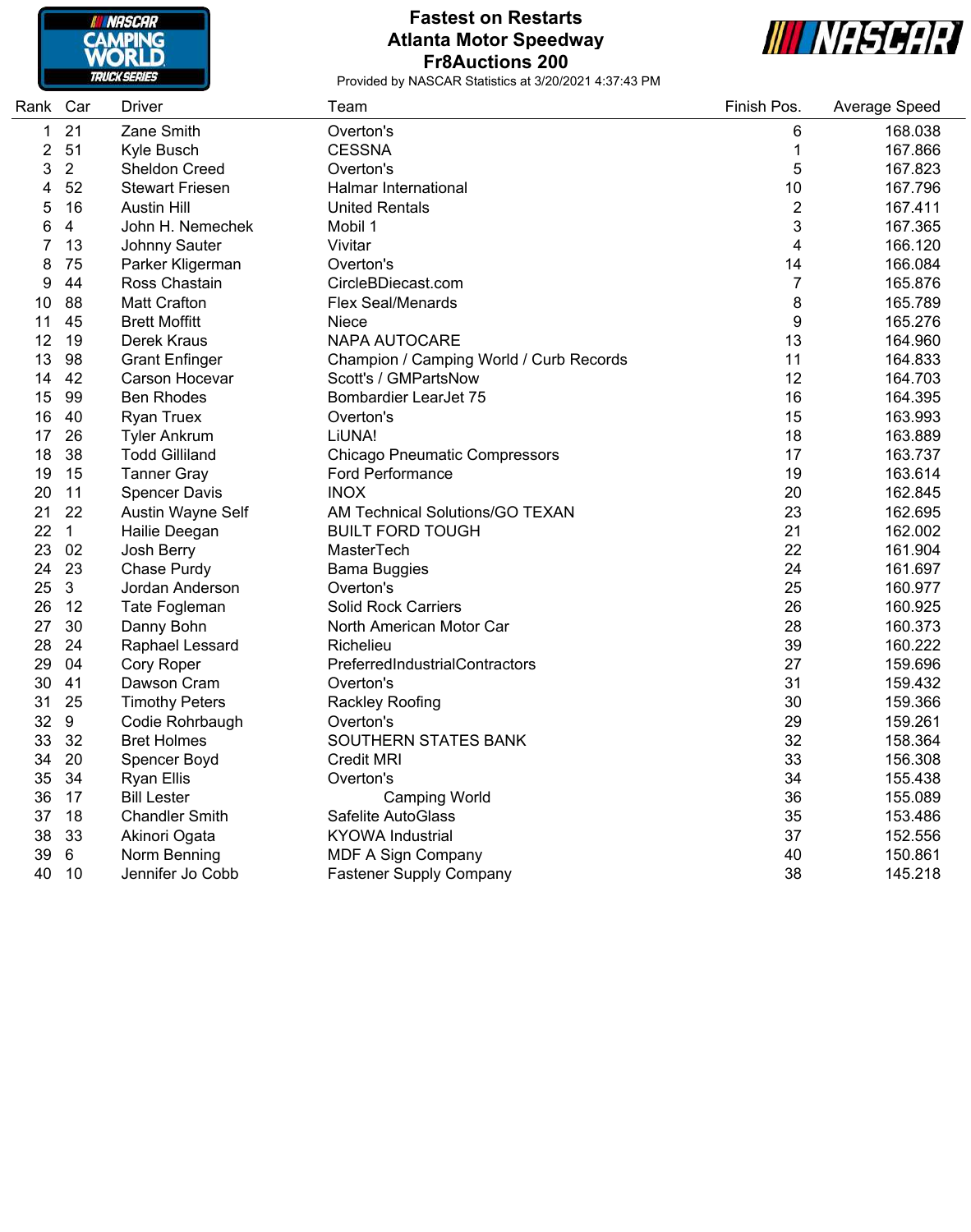# Fastest on Restarts
## Atlanta Motor Speedway
## Fr8Auctions 200

Provided by NASCAR Statistics at 3/20/2021 4:37:43 PM

| Rank | Car | Driver | Team | Finish Pos. | Average Speed |
|---|---|---|---|---|---|
| 1 | 21 | Zane Smith | Overton's | 6 | 168.038 |
| 2 | 51 | Kyle Busch | CESSNA | 1 | 167.866 |
| 3 | 2 | Sheldon Creed | Overton's | 5 | 167.823 |
| 4 | 52 | Stewart Friesen | Halmar International | 10 | 167.796 |
| 5 | 16 | Austin Hill | United Rentals | 2 | 167.411 |
| 6 | 4 | John H. Nemechek | Mobil 1 | 3 | 167.365 |
| 7 | 13 | Johnny Sauter | Vivitar | 4 | 166.120 |
| 8 | 75 | Parker Kligerman | Overton's | 14 | 166.084 |
| 9 | 44 | Ross Chastain | CircleBDiecast.com | 7 | 165.876 |
| 10 | 88 | Matt Crafton | Flex Seal/Menards | 8 | 165.789 |
| 11 | 45 | Brett Moffitt | Niece | 9 | 165.276 |
| 12 | 19 | Derek Kraus | NAPA AUTOCARE | 13 | 164.960 |
| 13 | 98 | Grant Enfinger | Champion / Camping World / Curb Records | 11 | 164.833 |
| 14 | 42 | Carson Hocevar | Scott's / GMPartsNow | 12 | 164.703 |
| 15 | 99 | Ben Rhodes | Bombardier LearJet 75 | 16 | 164.395 |
| 16 | 40 | Ryan Truex | Overton's | 15 | 163.993 |
| 17 | 26 | Tyler Ankrum | LiUNA! | 18 | 163.889 |
| 18 | 38 | Todd Gilliland | Chicago Pneumatic Compressors | 17 | 163.737 |
| 19 | 15 | Tanner Gray | Ford Performance | 19 | 163.614 |
| 20 | 11 | Spencer Davis | INOX | 20 | 162.845 |
| 21 | 22 | Austin Wayne Self | AM Technical Solutions/GO TEXAN | 23 | 162.695 |
| 22 | 1 | Hailie Deegan | BUILT FORD TOUGH | 21 | 162.002 |
| 23 | 02 | Josh Berry | MasterTech | 22 | 161.904 |
| 24 | 23 | Chase Purdy | Bama Buggies | 24 | 161.697 |
| 25 | 3 | Jordan Anderson | Overton's | 25 | 160.977 |
| 26 | 12 | Tate Fogleman | Solid Rock Carriers | 26 | 160.925 |
| 27 | 30 | Danny Bohn | North American Motor Car | 28 | 160.373 |
| 28 | 24 | Raphael Lessard | Richelieu | 39 | 160.222 |
| 29 | 04 | Cory Roper | PreferredIndustrialContractors | 27 | 159.696 |
| 30 | 41 | Dawson Cram | Overton's | 31 | 159.432 |
| 31 | 25 | Timothy Peters | Rackley Roofing | 30 | 159.366 |
| 32 | 9 | Codie Rohrbaugh | Overton's | 29 | 159.261 |
| 33 | 32 | Bret Holmes | SOUTHERN STATES BANK | 32 | 158.364 |
| 34 | 20 | Spencer Boyd | Credit MRI | 33 | 156.308 |
| 35 | 34 | Ryan Ellis | Overton's | 34 | 155.438 |
| 36 | 17 | Bill Lester | Camping World | 36 | 155.089 |
| 37 | 18 | Chandler Smith | Safelite AutoGlass | 35 | 153.486 |
| 38 | 33 | Akinori Ogata | KYOWA Industrial | 37 | 152.556 |
| 39 | 6 | Norm Benning | MDF A Sign Company | 40 | 150.861 |
| 40 | 10 | Jennifer Jo Cobb | Fastener Supply Company | 38 | 145.218 |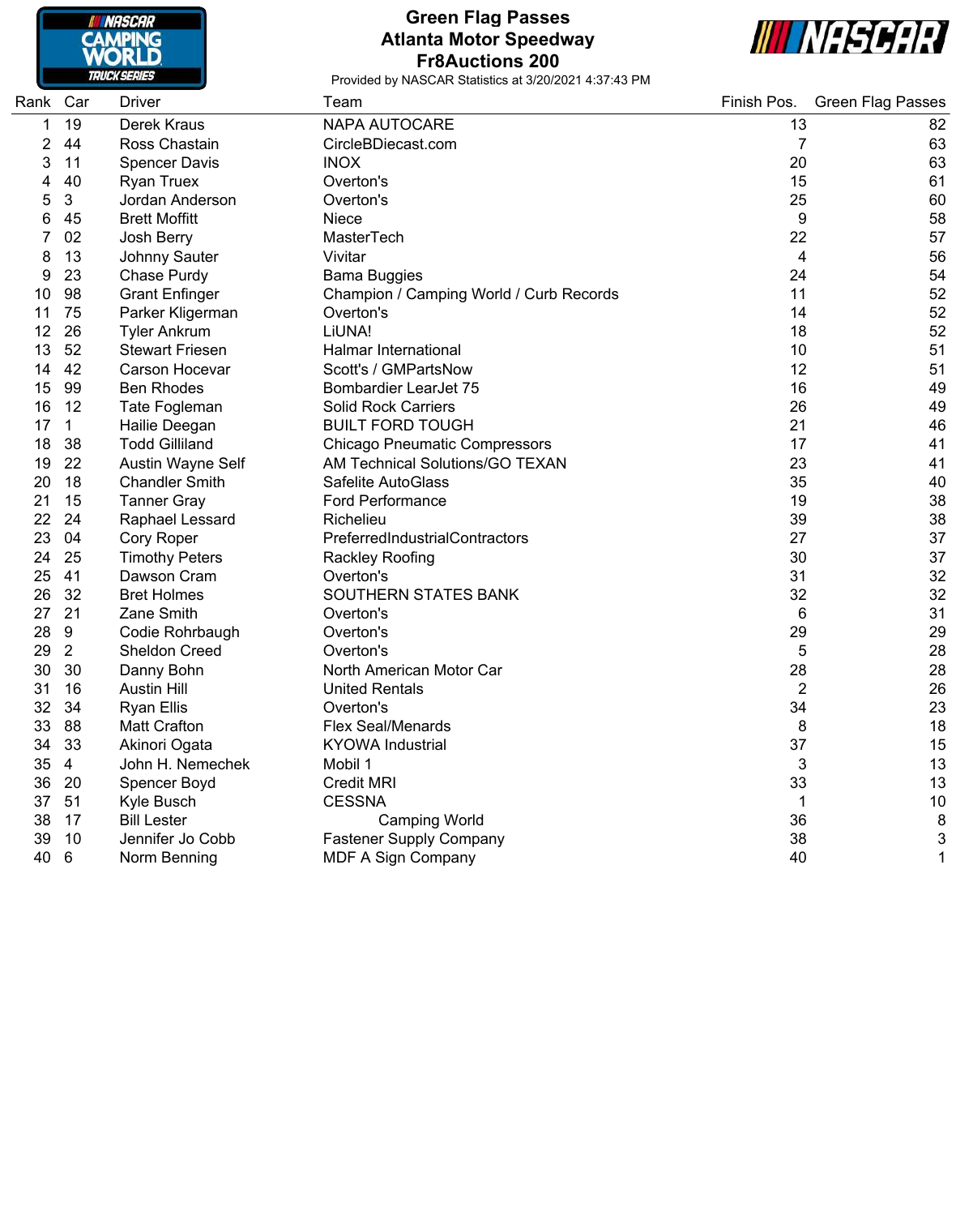# Green Flag Passes
## Atlanta Motor Speedway
## Fr8Auctions 200

Provided by NASCAR Statistics at 3/20/2021 4:37:43 PM

| Rank | Car | Driver | Team | Finish Pos. | Green Flag Passes |
|---|---|---|---|---|---|
| 1 | 19 | Derek Kraus | NAPA AUTOCARE | 13 | 82 |
| 2 | 44 | Ross Chastain | CircleBDiecast.com | 7 | 63 |
| 3 | 11 | Spencer Davis | INOX | 20 | 63 |
| 4 | 40 | Ryan Truex | Overton's | 15 | 61 |
| 5 | 3 | Jordan Anderson | Overton's | 25 | 60 |
| 6 | 45 | Brett Moffitt | Niece | 9 | 58 |
| 7 | 02 | Josh Berry | MasterTech | 22 | 57 |
| 8 | 13 | Johnny Sauter | Vivitar | 4 | 56 |
| 9 | 23 | Chase Purdy | Bama Buggies | 24 | 54 |
| 10 | 98 | Grant Enfinger | Champion / Camping World / Curb Records | 11 | 52 |
| 11 | 75 | Parker Kligerman | Overton's | 14 | 52 |
| 12 | 26 | Tyler Ankrum | LiUNA! | 18 | 52 |
| 13 | 52 | Stewart Friesen | Halmar International | 10 | 51 |
| 14 | 42 | Carson Hocevar | Scott's / GMPartsNow | 12 | 51 |
| 15 | 99 | Ben Rhodes | Bombardier LearJet 75 | 16 | 49 |
| 16 | 12 | Tate Fogleman | Solid Rock Carriers | 26 | 49 |
| 17 | 1 | Hailie Deegan | BUILT FORD TOUGH | 21 | 46 |
| 18 | 38 | Todd Gilliland | Chicago Pneumatic Compressors | 17 | 41 |
| 19 | 22 | Austin Wayne Self | AM Technical Solutions/GO TEXAN | 23 | 41 |
| 20 | 18 | Chandler Smith | Safelite AutoGlass | 35 | 40 |
| 21 | 15 | Tanner Gray | Ford Performance | 19 | 38 |
| 22 | 24 | Raphael Lessard | Richelieu | 39 | 38 |
| 23 | 04 | Cory Roper | PreferredIndustrialContractors | 27 | 37 |
| 24 | 25 | Timothy Peters | Rackley Roofing | 30 | 37 |
| 25 | 41 | Dawson Cram | Overton's | 31 | 32 |
| 26 | 32 | Bret Holmes | SOUTHERN STATES BANK | 32 | 32 |
| 27 | 21 | Zane Smith | Overton's | 6 | 31 |
| 28 | 9 | Codie Rohrbaugh | Overton's | 29 | 29 |
| 29 | 2 | Sheldon Creed | Overton's | 5 | 28 |
| 30 | 30 | Danny Bohn | North American Motor Car | 28 | 28 |
| 31 | 16 | Austin Hill | United Rentals | 2 | 26 |
| 32 | 34 | Ryan Ellis | Overton's | 34 | 23 |
| 33 | 88 | Matt Crafton | Flex Seal/Menards | 8 | 18 |
| 34 | 33 | Akinori Ogata | KYOWA Industrial | 37 | 15 |
| 35 | 4 | John H. Nemechek | Mobil 1 | 3 | 13 |
| 36 | 20 | Spencer Boyd | Credit MRI | 33 | 13 |
| 37 | 51 | Kyle Busch | CESSNA | 1 | 10 |
| 38 | 17 | Bill Lester | Camping World | 36 | 8 |
| 39 | 10 | Jennifer Jo Cobb | Fastener Supply Company | 38 | 3 |
| 40 | 6 | Norm Benning | MDF A Sign Company | 40 | 1 |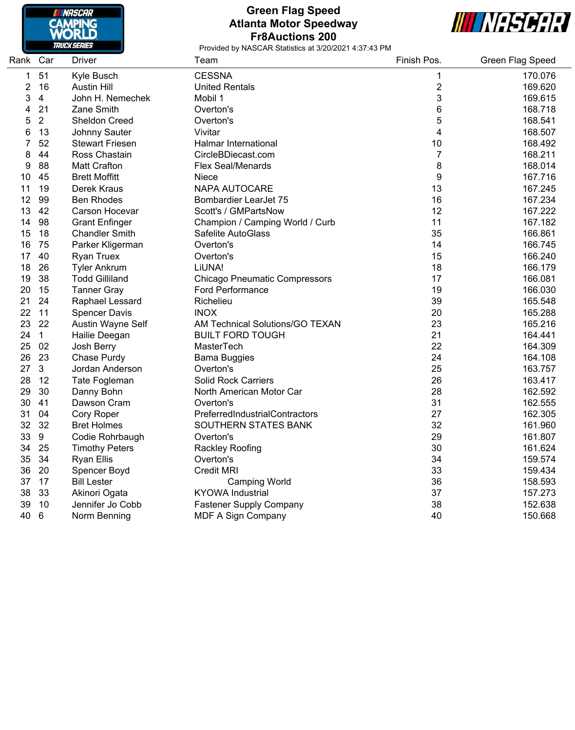# Green Flag Speed
## Atlanta Motor Speedway
## Fr8Auctions 200

Provided by NASCAR Statistics at 3/20/2021 4:37:43 PM

| Rank | Car | Driver | Team | Finish Pos. | Green Flag Speed |
|---|---|---|---|---|---|
| 1 | 51 | Kyle Busch | CESSNA | 1 | 170.076 |
| 2 | 16 | Austin Hill | United Rentals | 2 | 169.620 |
| 3 | 4 | John H. Nemechek | Mobil 1 | 3 | 169.615 |
| 4 | 21 | Zane Smith | Overton's | 6 | 168.718 |
| 5 | 2 | Sheldon Creed | Overton's | 5 | 168.541 |
| 6 | 13 | Johnny Sauter | Vivitar | 4 | 168.507 |
| 7 | 52 | Stewart Friesen | Halmar International | 10 | 168.492 |
| 8 | 44 | Ross Chastain | CircleBDiecast.com | 7 | 168.211 |
| 9 | 88 | Matt Crafton | Flex Seal/Menards | 8 | 168.014 |
| 10 | 45 | Brett Moffitt | Niece | 9 | 167.716 |
| 11 | 19 | Derek Kraus | NAPA AUTOCARE | 13 | 167.245 |
| 12 | 99 | Ben Rhodes | Bombardier LearJet 75 | 16 | 167.234 |
| 13 | 42 | Carson Hocevar | Scott's / GMPartsNow | 12 | 167.222 |
| 14 | 98 | Grant Enfinger | Champion / Camping World / Curb | 11 | 167.182 |
| 15 | 18 | Chandler Smith | Safelite AutoGlass | 35 | 166.861 |
| 16 | 75 | Parker Kligerman | Overton's | 14 | 166.745 |
| 17 | 40 | Ryan Truex | Overton's | 15 | 166.240 |
| 18 | 26 | Tyler Ankrum | LiUNA! | 18 | 166.179 |
| 19 | 38 | Todd Gilliland | Chicago Pneumatic Compressors | 17 | 166.081 |
| 20 | 15 | Tanner Gray | Ford Performance | 19 | 166.030 |
| 21 | 24 | Raphael Lessard | Richelieu | 39 | 165.548 |
| 22 | 11 | Spencer Davis | INOX | 20 | 165.288 |
| 23 | 22 | Austin Wayne Self | AM Technical Solutions/GO TEXAN | 23 | 165.216 |
| 24 | 1 | Hailie Deegan | BUILT FORD TOUGH | 21 | 164.441 |
| 25 | 02 | Josh Berry | MasterTech | 22 | 164.309 |
| 26 | 23 | Chase Purdy | Bama Buggies | 24 | 164.108 |
| 27 | 3 | Jordan Anderson | Overton's | 25 | 163.757 |
| 28 | 12 | Tate Fogleman | Solid Rock Carriers | 26 | 163.417 |
| 29 | 30 | Danny Bohn | North American Motor Car | 28 | 162.592 |
| 30 | 41 | Dawson Cram | Overton's | 31 | 162.555 |
| 31 | 04 | Cory Roper | PreferredIndustrialContractors | 27 | 162.305 |
| 32 | 32 | Bret Holmes | SOUTHERN STATES BANK | 32 | 161.960 |
| 33 | 9 | Codie Rohrbaugh | Overton's | 29 | 161.807 |
| 34 | 25 | Timothy Peters | Rackley Roofing | 30 | 161.624 |
| 35 | 34 | Ryan Ellis | Overton's | 34 | 159.574 |
| 36 | 20 | Spencer Boyd | Credit MRI | 33 | 159.434 |
| 37 | 17 | Bill Lester | Camping World | 36 | 158.593 |
| 38 | 33 | Akinori Ogata | KYOWA Industrial | 37 | 157.273 |
| 39 | 10 | Jennifer Jo Cobb | Fastener Supply Company | 38 | 152.638 |
| 40 | 6 | Norm Benning | MDF A Sign Company | 40 | 150.668 |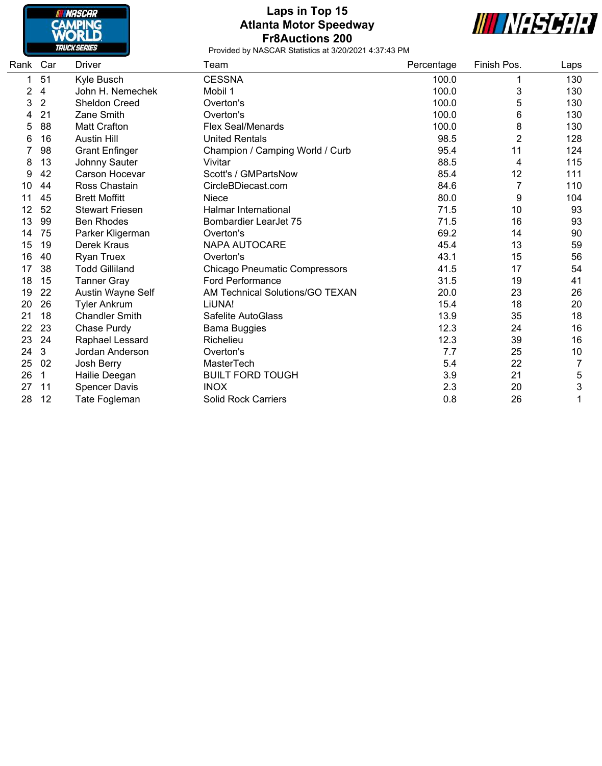# Laps in Top 15
## Atlanta Motor Speedway
## Fr8Auctions 200

Provided by NASCAR Statistics at 3/20/2021 4:37:43 PM

| Rank | Car | Driver | Team | Percentage | Finish Pos. | Laps |
|---|---|---|---|---|---|---|
| 1 | 51 | Kyle Busch | CESSNA | 100.0 | 1 | 130 |
| 2 | 4 | John H. Nemechek | Mobil 1 | 100.0 | 3 | 130 |
| 3 | 2 | Sheldon Creed | Overton's | 100.0 | 5 | 130 |
| 4 | 21 | Zane Smith | Overton's | 100.0 | 6 | 130 |
| 5 | 88 | Matt Crafton | Flex Seal/Menards | 100.0 | 8 | 130 |
| 6 | 16 | Austin Hill | United Rentals | 98.5 | 2 | 128 |
| 7 | 98 | Grant Enfinger | Champion / Camping World / Curb | 95.4 | 11 | 124 |
| 8 | 13 | Johnny Sauter | Vivitar | 88.5 | 4 | 115 |
| 9 | 42 | Carson Hocevar | Scott's / GMPartsNow | 85.4 | 12 | 111 |
| 10 | 44 | Ross Chastain | CircleBDiecast.com | 84.6 | 7 | 110 |
| 11 | 45 | Brett Moffitt | Niece | 80.0 | 9 | 104 |
| 12 | 52 | Stewart Friesen | Halmar International | 71.5 | 10 | 93 |
| 13 | 99 | Ben Rhodes | Bombardier LearJet 75 | 71.5 | 16 | 93 |
| 14 | 75 | Parker Kligerman | Overton's | 69.2 | 14 | 90 |
| 15 | 19 | Derek Kraus | NAPA AUTOCARE | 45.4 | 13 | 59 |
| 16 | 40 | Ryan Truex | Overton's | 43.1 | 15 | 56 |
| 17 | 38 | Todd Gilliland | Chicago Pneumatic Compressors | 41.5 | 17 | 54 |
| 18 | 15 | Tanner Gray | Ford Performance | 31.5 | 19 | 41 |
| 19 | 22 | Austin Wayne Self | AM Technical Solutions/GO TEXAN | 20.0 | 23 | 26 |
| 20 | 26 | Tyler Ankrum | LiUNA! | 15.4 | 18 | 20 |
| 21 | 18 | Chandler Smith | Safelite AutoGlass | 13.9 | 35 | 18 |
| 22 | 23 | Chase Purdy | Bama Buggies | 12.3 | 24 | 16 |
| 23 | 24 | Raphael Lessard | Richelieu | 12.3 | 39 | 16 |
| 24 | 3 | Jordan Anderson | Overton's | 7.7 | 25 | 10 |
| 25 | 02 | Josh Berry | MasterTech | 5.4 | 22 | 7 |
| 26 | 1 | Hailie Deegan | BUILT FORD TOUGH | 3.9 | 21 | 5 |
| 27 | 11 | Spencer Davis | INOX | 2.3 | 20 | 3 |
| 28 | 12 | Tate Fogleman | Solid Rock Carriers | 0.8 | 26 | 1 |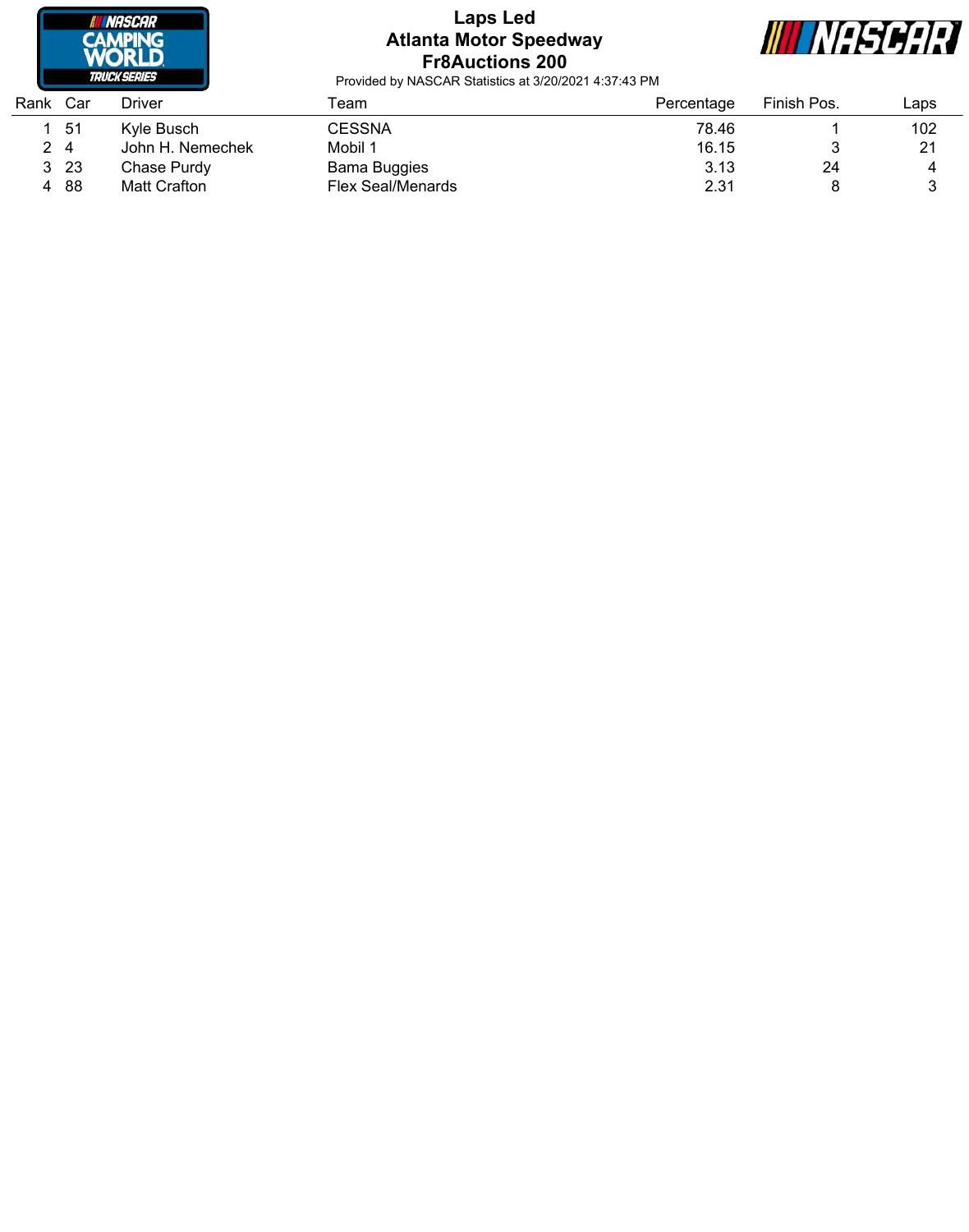# Laps Led
## Atlanta Motor Speedway
## Fr8Auctions 200

Provided by NASCAR Statistics at 3/20/2021 4:37:43 PM

| Rank | Car | Driver | Team | Percentage | Finish Pos. | Laps |
|---|---|---|---|---|---|---|
| 1 | 51 | Kyle Busch | CESSNA | 78.46 | 1 | 102 |
| 2 | 4 | John H. Nemechek | Mobil 1 | 16.15 | 3 | 21 |
| 3 | 23 | Chase Purdy | Bama Buggies | 3.13 | 24 | 4 |
| 4 | 88 | Matt Crafton | Flex Seal/Menards | 2.31 | 8 | 3 |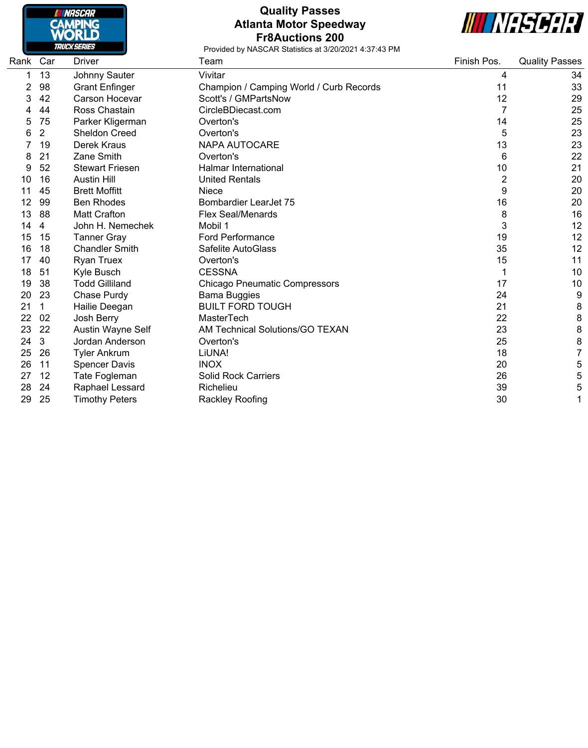# Quality Passes
## Atlanta Motor Speedway
## Fr8Auctions 200

Provided by NASCAR Statistics at 3/20/2021 4:37:43 PM

| Rank | Car | Driver | Team | Finish Pos. | Quality Passes |
|---|---|---|---|---|---|
| 1 | 13 | Johnny Sauter | Vivitar | 4 | 34 |
| 2 | 98 | Grant Enfinger | Champion / Camping World / Curb Records | 11 | 33 |
| 3 | 42 | Carson Hocevar | Scott's / GMPartsNow | 12 | 29 |
| 4 | 44 | Ross Chastain | CircleBDiecast.com | 7 | 25 |
| 5 | 75 | Parker Kligerman | Overton's | 14 | 25 |
| 6 | 2 | Sheldon Creed | Overton's | 5 | 23 |
| 7 | 19 | Derek Kraus | NAPA AUTOCARE | 13 | 23 |
| 8 | 21 | Zane Smith | Overton's | 6 | 22 |
| 9 | 52 | Stewart Friesen | Halmar International | 10 | 21 |
| 10 | 16 | Austin Hill | United Rentals | 2 | 20 |
| 11 | 45 | Brett Moffitt | Niece | 9 | 20 |
| 12 | 99 | Ben Rhodes | Bombardier LearJet 75 | 16 | 20 |
| 13 | 88 | Matt Crafton | Flex Seal/Menards | 8 | 16 |
| 14 | 4 | John H. Nemechek | Mobil 1 | 3 | 12 |
| 15 | 15 | Tanner Gray | Ford Performance | 19 | 12 |
| 16 | 18 | Chandler Smith | Safelite AutoGlass | 35 | 12 |
| 17 | 40 | Ryan Truex | Overton's | 15 | 11 |
| 18 | 51 | Kyle Busch | CESSNA | 1 | 10 |
| 19 | 38 | Todd Gilliland | Chicago Pneumatic Compressors | 17 | 10 |
| 20 | 23 | Chase Purdy | Bama Buggies | 24 | 9 |
| 21 | 1 | Hailie Deegan | BUILT FORD TOUGH | 21 | 8 |
| 22 | 02 | Josh Berry | MasterTech | 22 | 8 |
| 23 | 22 | Austin Wayne Self | AM Technical Solutions/GO TEXAN | 23 | 8 |
| 24 | 3 | Jordan Anderson | Overton's | 25 | 8 |
| 25 | 26 | Tyler Ankrum | LiUNA! | 18 | 7 |
| 26 | 11 | Spencer Davis | INOX | 20 | 5 |
| 27 | 12 | Tate Fogleman | Solid Rock Carriers | 26 | 5 |
| 28 | 24 | Raphael Lessard | Richelieu | 39 | 5 |
| 29 | 25 | Timothy Peters | Rackley Roofing | 30 | 1 |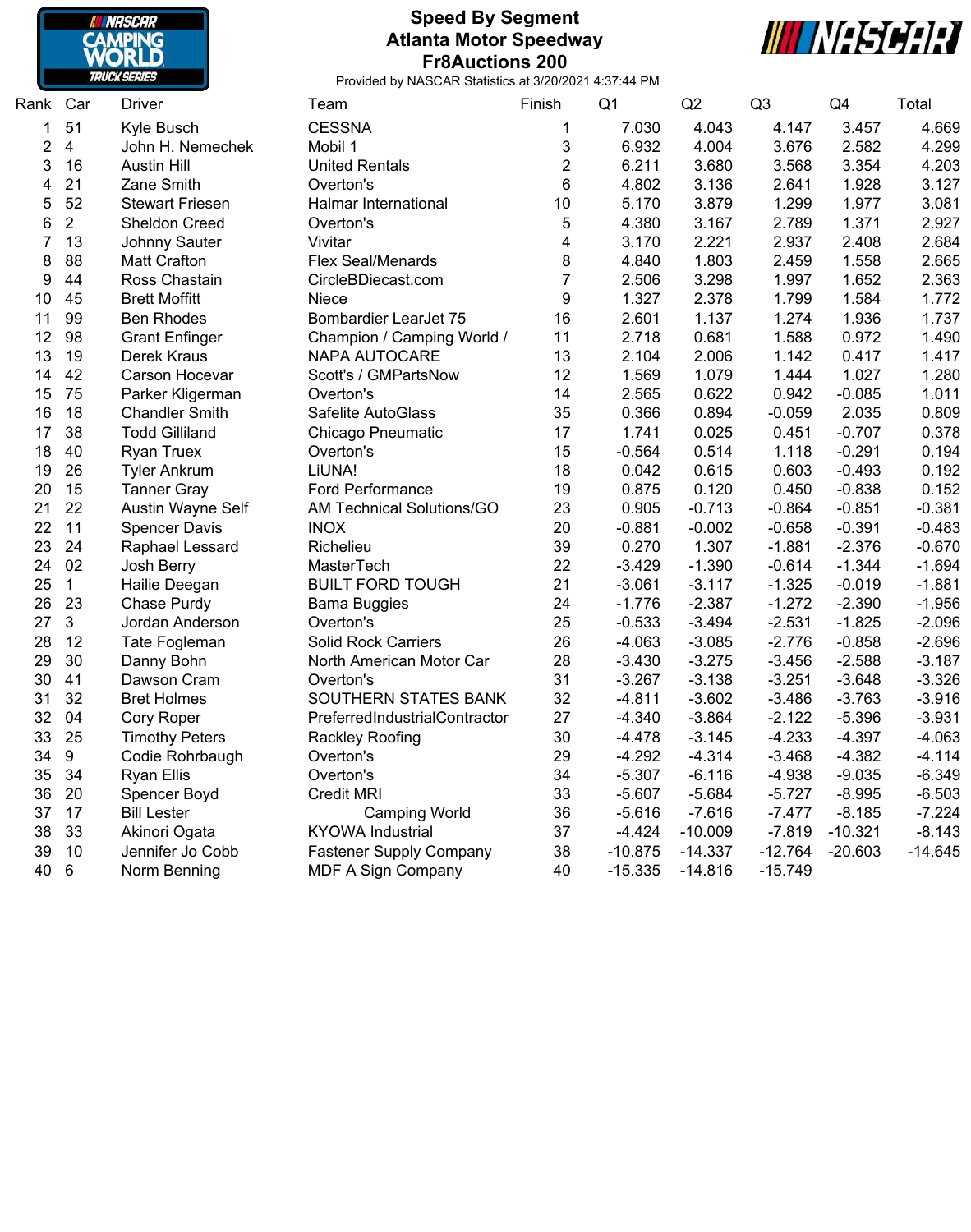# Speed By Segment
## Atlanta Motor Speedway
## Fr8Auctions 200

Provided by NASCAR Statistics at 3/20/2021 4:37:44 PM

| Rank | Car | Driver | Team | Finish | Q1 | Q2 | Q3 | Q4 | Total |
|---|---|---|---|---|---|---|---|---|---|
| 1 | 51 | Kyle Busch | CESSNA | 1 | 7.030 | 4.043 | 4.147 | 3.457 | 4.669 |
| 2 | 4 | John H. Nemechek | Mobil 1 | 3 | 6.932 | 4.004 | 3.676 | 2.582 | 4.299 |
| 3 | 16 | Austin Hill | United Rentals | 2 | 6.211 | 3.680 | 3.568 | 3.354 | 4.203 |
| 4 | 21 | Zane Smith | Overton's | 6 | 4.802 | 3.136 | 2.641 | 1.928 | 3.127 |
| 5 | 52 | Stewart Friesen | Halmar International | 10 | 5.170 | 3.879 | 1.299 | 1.977 | 3.081 |
| 6 | 2 | Sheldon Creed | Overton's | 5 | 4.380 | 3.167 | 2.789 | 1.371 | 2.927 |
| 7 | 13 | Johnny Sauter | Vivitar | 4 | 3.170 | 2.221 | 2.937 | 2.408 | 2.684 |
| 8 | 88 | Matt Crafton | Flex Seal/Menards | 8 | 4.840 | 1.803 | 2.459 | 1.558 | 2.665 |
| 9 | 44 | Ross Chastain | CircleBDiecast.com | 7 | 2.506 | 3.298 | 1.997 | 1.652 | 2.363 |
| 10 | 45 | Brett Moffitt | Niece | 9 | 1.327 | 2.378 | 1.799 | 1.584 | 1.772 |
| 11 | 99 | Ben Rhodes | Bombardier LearJet 75 | 16 | 2.601 | 1.137 | 1.274 | 1.936 | 1.737 |
| 12 | 98 | Grant Enfinger | Champion / Camping World / | 11 | 2.718 | 0.681 | 1.588 | 0.972 | 1.490 |
| 13 | 19 | Derek Kraus | NAPA AUTOCARE | 13 | 2.104 | 2.006 | 1.142 | 0.417 | 1.417 |
| 14 | 42 | Carson Hocevar | Scott's / GMPartsNow | 12 | 1.569 | 1.079 | 1.444 | 1.027 | 1.280 |
| 15 | 75 | Parker Kligerman | Overton's | 14 | 2.565 | 0.622 | 0.942 | -0.085 | 1.011 |
| 16 | 18 | Chandler Smith | Safelite AutoGlass | 35 | 0.366 | 0.894 | -0.059 | 2.035 | 0.809 |
| 17 | 38 | Todd Gilliland | Chicago Pneumatic | 17 | 1.741 | 0.025 | 0.451 | -0.707 | 0.378 |
| 18 | 40 | Ryan Truex | Overton's | 15 | -0.564 | 0.514 | 1.118 | -0.291 | 0.194 |
| 19 | 26 | Tyler Ankrum | LiUNA! | 18 | 0.042 | 0.615 | 0.603 | -0.493 | 0.192 |
| 20 | 15 | Tanner Gray | Ford Performance | 19 | 0.875 | 0.120 | 0.450 | -0.838 | 0.152 |
| 21 | 22 | Austin Wayne Self | AM Technical Solutions/GO | 23 | 0.905 | -0.713 | -0.864 | -0.851 | -0.381 |
| 22 | 11 | Spencer Davis | INOX | 20 | -0.881 | -0.002 | -0.658 | -0.391 | -0.483 |
| 23 | 24 | Raphael Lessard | Richelieu | 39 | 0.270 | 1.307 | -1.881 | -2.376 | -0.670 |
| 24 | 02 | Josh Berry | MasterTech | 22 | -3.429 | -1.390 | -0.614 | -1.344 | -1.694 |
| 25 | 1 | Hailie Deegan | BUILT FORD TOUGH | 21 | -3.061 | -3.117 | -1.325 | -0.019 | -1.881 |
| 26 | 23 | Chase Purdy | Bama Buggies | 24 | -1.776 | -2.387 | -1.272 | -2.390 | -1.956 |
| 27 | 3 | Jordan Anderson | Overton's | 25 | -0.533 | -3.494 | -2.531 | -1.825 | -2.096 |
| 28 | 12 | Tate Fogleman | Solid Rock Carriers | 26 | -4.063 | -3.085 | -2.776 | -0.858 | -2.696 |
| 29 | 30 | Danny Bohn | North American Motor Car | 28 | -3.430 | -3.275 | -3.456 | -2.588 | -3.187 |
| 30 | 41 | Dawson Cram | Overton's | 31 | -3.267 | -3.138 | -3.251 | -3.648 | -3.326 |
| 31 | 32 | Bret Holmes | SOUTHERN STATES BANK | 32 | -4.811 | -3.602 | -3.486 | -3.763 | -3.916 |
| 32 | 04 | Cory Roper | PreferredIndustrialContractor | 27 | -4.340 | -3.864 | -2.122 | -5.396 | -3.931 |
| 33 | 25 | Timothy Peters | Rackley Roofing | 30 | -4.478 | -3.145 | -4.233 | -4.397 | -4.063 |
| 34 | 9 | Codie Rohrbaugh | Overton's | 29 | -4.292 | -4.314 | -3.468 | -4.382 | -4.114 |
| 35 | 34 | Ryan Ellis | Overton's | 34 | -5.307 | -6.116 | -4.938 | -9.035 | -6.349 |
| 36 | 20 | Spencer Boyd | Credit MRI | 33 | -5.607 | -5.684 | -5.727 | -8.995 | -6.503 |
| 37 | 17 | Bill Lester | Camping World | 36 | -5.616 | -7.616 | -7.477 | -8.185 | -7.224 |
| 38 | 33 | Akinori Ogata | KYOWA Industrial | 37 | -4.424 | -10.009 | -7.819 | -10.321 | -8.143 |
| 39 | 10 | Jennifer Jo Cobb | Fastener Supply Company | 38 | -10.875 | -14.337 | -12.764 | -20.603 | -14.645 |
| 40 | 6 | Norm Benning | MDF A Sign Company | 40 | -15.335 | -14.816 | -15.749 | | |